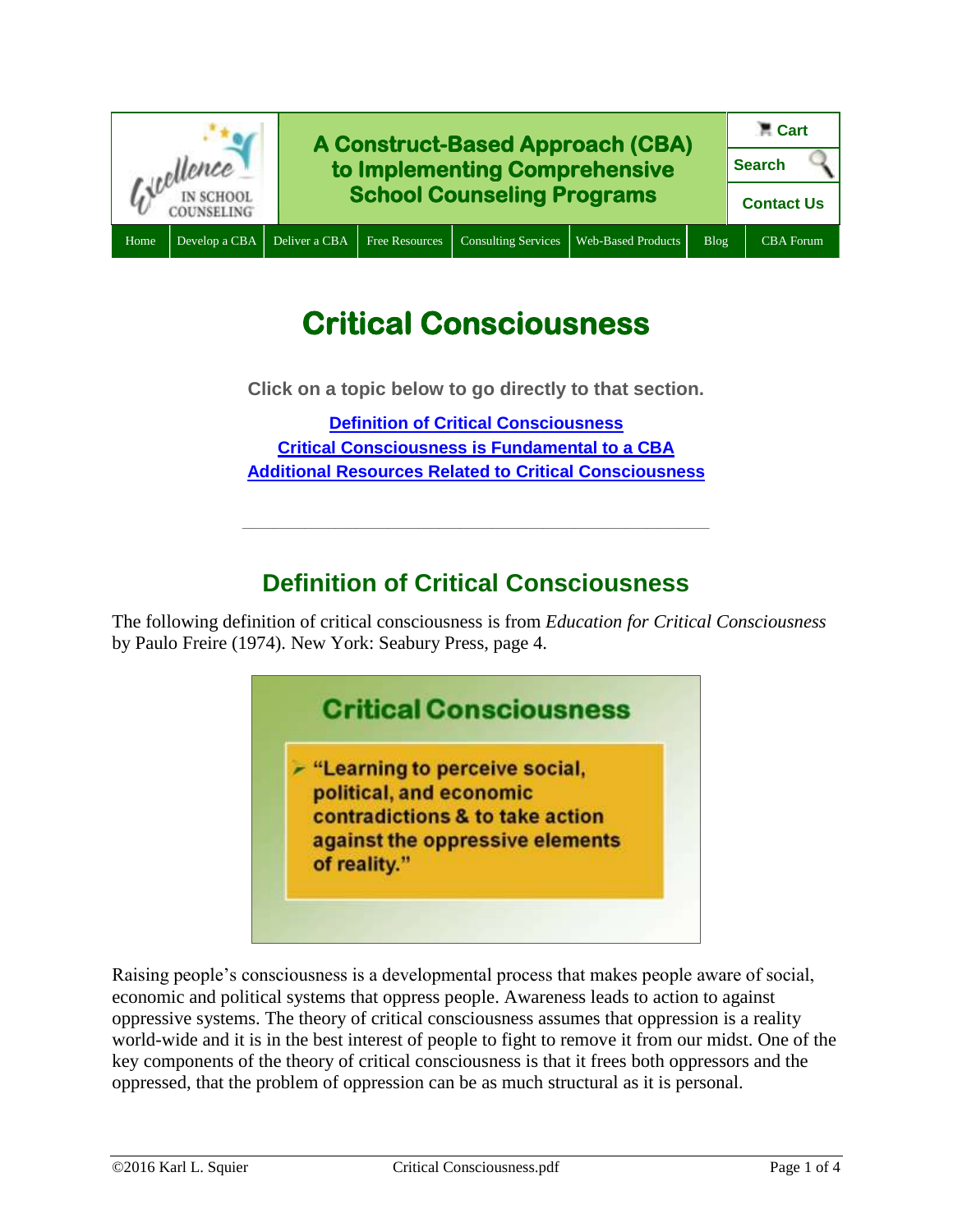A Construct-Based Approach (CBA) to Implementing Comprehensive School Counseling Programs

Cart | Search | Contact Us

Home | Develop a CBA | Deliver a CBA | Free Resources | Consulting Services | Web-Based Products | Blog | CBA Forum

# Critical Consciousness

**Click on a topic below to go directly to that section.**

[Definition of Critical Consciousness](#)
[Critical Consciousness is Fundamental to a CBA](#)
[Additional Resources Related to Critical Consciousness](#)

---

## Definition of Critical Consciousness

The following definition of critical consciousness is from *Education for Critical Consciousness* by Paulo Freire (1974). New York: Seabury Press, page 4.

**Critical Consciousness**

- **"Learning to perceive social, political, and economic contradictions & to take action against the oppressive elements of reality."**

Raising people's consciousness is a developmental process that makes people aware of social, economic and political systems that oppress people. Awareness leads to action to against oppressive systems. The theory of critical consciousness assumes that oppression is a reality world-wide and it is in the best interest of people to fight to remove it from our midst. One of the key components of the theory of critical consciousness is that it frees both oppressors and the oppressed, that the problem of oppression can be as much structural as it is personal.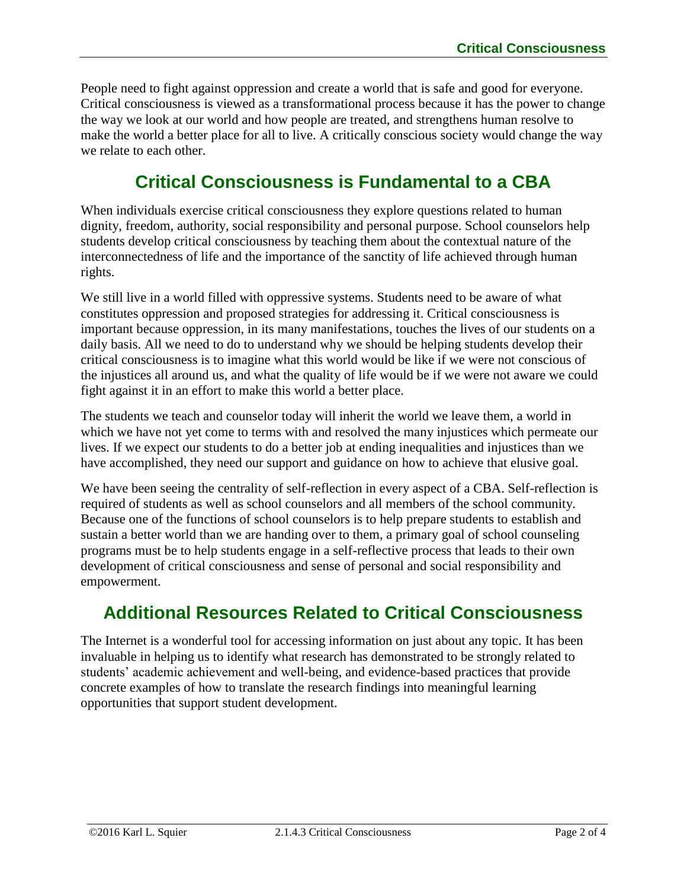People need to fight against oppression and create a world that is safe and good for everyone. Critical consciousness is viewed as a transformational process because it has the power to change the way we look at our world and how people are treated, and strengthens human resolve to make the world a better place for all to live. A critically conscious society would change the way we relate to each other.

## Critical Consciousness is Fundamental to a CBA

When individuals exercise critical consciousness they explore questions related to human dignity, freedom, authority, social responsibility and personal purpose. School counselors help students develop critical consciousness by teaching them about the contextual nature of the interconnectedness of life and the importance of the sanctity of life achieved through human rights.

We still live in a world filled with oppressive systems. Students need to be aware of what constitutes oppression and proposed strategies for addressing it. Critical consciousness is important because oppression, in its many manifestations, touches the lives of our students on a daily basis. All we need to do to understand why we should be helping students develop their critical consciousness is to imagine what this world would be like if we were not conscious of the injustices all around us, and what the quality of life would be if we were not aware we could fight against it in an effort to make this world a better place.

The students we teach and counselor today will inherit the world we leave them, a world in which we have not yet come to terms with and resolved the many injustices which permeate our lives. If we expect our students to do a better job at ending inequalities and injustices than we have accomplished, they need our support and guidance on how to achieve that elusive goal.

We have been seeing the centrality of self-reflection in every aspect of a CBA. Self-reflection is required of students as well as school counselors and all members of the school community. Because one of the functions of school counselors is to help prepare students to establish and sustain a better world than we are handing over to them, a primary goal of school counseling programs must be to help students engage in a self-reflective process that leads to their own development of critical consciousness and sense of personal and social responsibility and empowerment.

## Additional Resources Related to Critical Consciousness

The Internet is a wonderful tool for accessing information on just about any topic. It has been invaluable in helping us to identify what research has demonstrated to be strongly related to students' academic achievement and well-being, and evidence-based practices that provide concrete examples of how to translate the research findings into meaningful learning opportunities that support student development.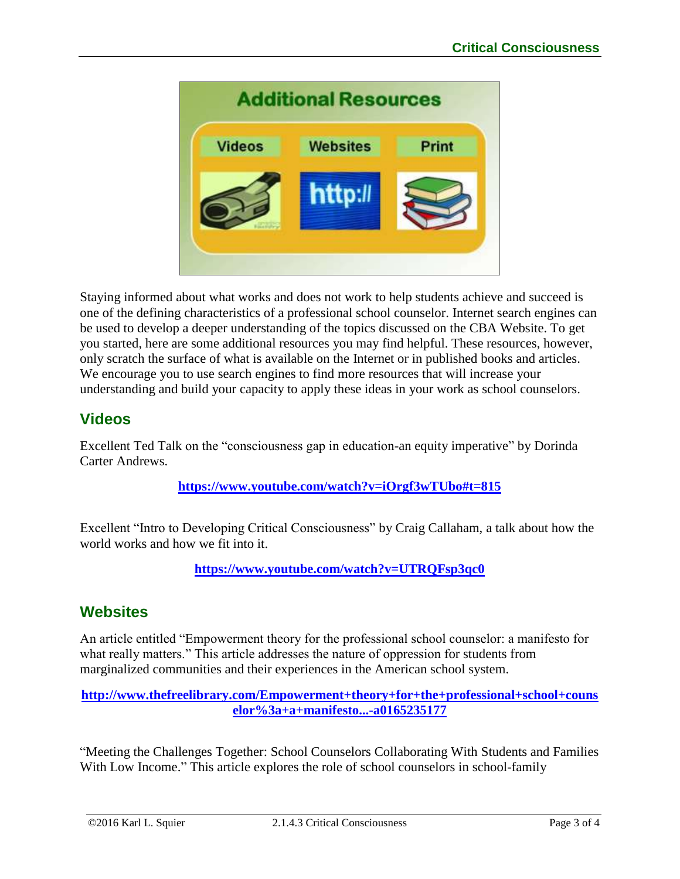Staying informed about what works and does not work to help students achieve and succeed is one of the defining characteristics of a professional school counselor. Internet search engines can be used to develop a deeper understanding of the topics discussed on the CBA Website. To get you started, here are some additional resources you may find helpful. These resources, however, only scratch the surface of what is available on the Internet or in published books and articles. We encourage you to use search engines to find more resources that will increase your understanding and build your capacity to apply these ideas in your work as school counselors.

## Videos

Excellent Ted Talk on the "consciousness gap in education-an equity imperative" by Dorinda Carter Andrews.

**https://www.youtube.com/watch?v=iOrgf3wTUbo#t=815**

Excellent "Intro to Developing Critical Consciousness" by Craig Callaham, a talk about how the world works and how we fit into it.

**https://www.youtube.com/watch?v=UTRQFsp3qc0**

## Websites

An article entitled "Empowerment theory for the professional school counselor: a manifesto for what really matters." This article addresses the nature of oppression for students from marginalized communities and their experiences in the American school system.

**http://www.thefreelibrary.com/Empowerment+theory+for+the+professional+school+counselor%3a+a+manifesto...-a0165235177**

"Meeting the Challenges Together: School Counselors Collaborating With Students and Families With Low Income." This article explores the role of school counselors in school-family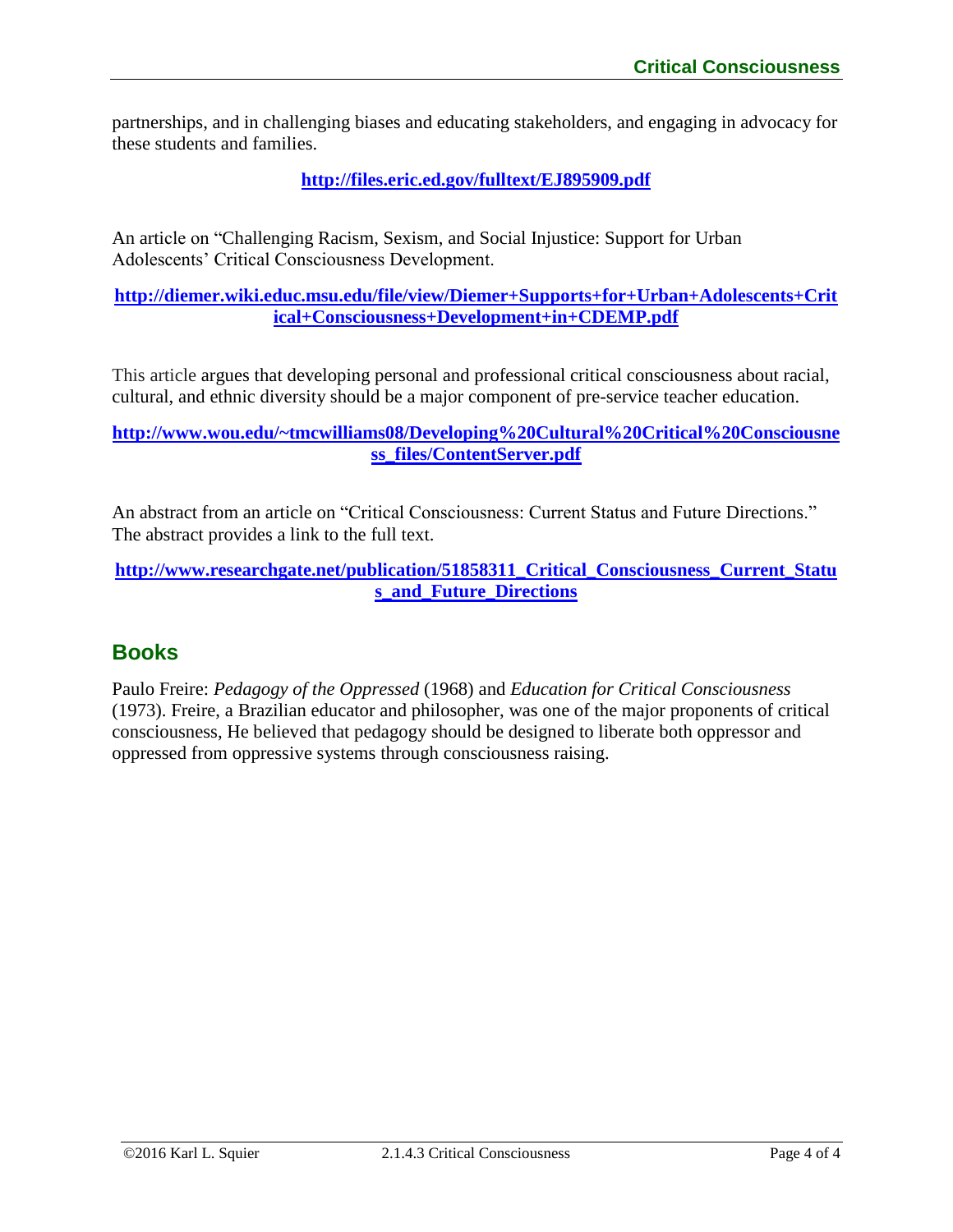partnerships, and in challenging biases and educating stakeholders, and engaging in advocacy for these students and families.

**http://files.eric.ed.gov/fulltext/EJ895909.pdf**

An article on "Challenging Racism, Sexism, and Social Injustice: Support for Urban Adolescents' Critical Consciousness Development.

**http://diemer.wiki.educ.msu.edu/file/view/Diemer+Supports+for+Urban+Adolescents+Critical+Consciousness+Development+in+CDEMP.pdf**

This article argues that developing personal and professional critical consciousness about racial, cultural, and ethnic diversity should be a major component of pre-service teacher education.

**http://www.wou.edu/~tmcwilliams08/Developing%20Cultural%20Critical%20Consciousness_files/ContentServer.pdf**

An abstract from an article on "Critical Consciousness: Current Status and Future Directions." The abstract provides a link to the full text.

**http://www.researchgate.net/publication/51858311_Critical_Consciousness_Current_Status_and_Future_Directions**

## Books

Paulo Freire: *Pedagogy of the Oppressed* (1968) and *Education for Critical Consciousness* (1973). Freire, a Brazilian educator and philosopher, was one of the major proponents of critical consciousness, He believed that pedagogy should be designed to liberate both oppressor and oppressed from oppressive systems through consciousness raising.